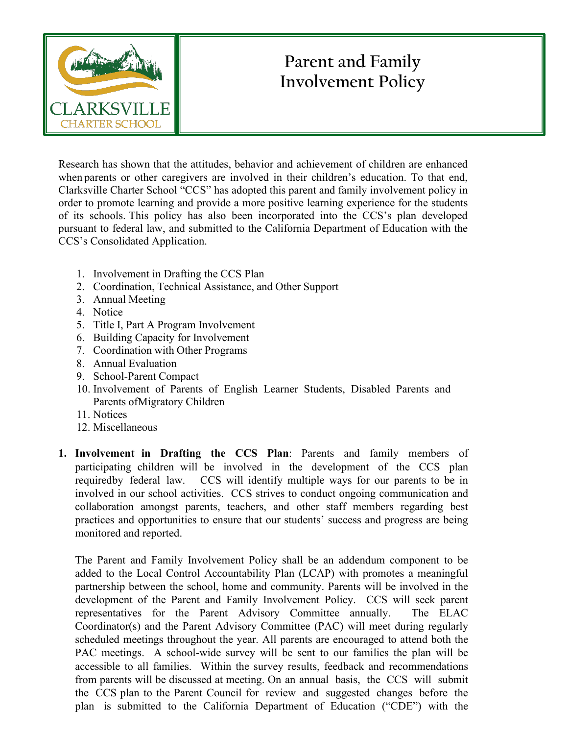# Parent and Family Involvement Policy

Research has shown that the attitudes, behavior and achievement of children are enhanced when parents or other caregivers are involved in their children's education. To that end, Clarksville Charter School "CCS" has adopted this parent and family involvement policy in order to promote learning and provide a more positive learning experience for the students of its schools. This policy has also been incorporated into the CCS's plan developed pursuant to federal law, and submitted to the California Department of Education with the CCS's Consolidated Application.

1. Involvement in Drafting the CCS Plan
2. Coordination, Technical Assistance, and Other Support
3. Annual Meeting
4. Notice
5. Title I, Part A Program Involvement
6. Building Capacity for Involvement
7. Coordination with Other Programs
8. Annual Evaluation
9. School-Parent Compact
10. Involvement of Parents of English Learner Students, Disabled Parents and Parents ofMigratory Children
11. Notices
12. Miscellaneous

**1. Involvement in Drafting the CCS Plan**: Parents and family members of participating children will be involved in the development of the CCS plan requiredby federal law. CCS will identify multiple ways for our parents to be in involved in our school activities. CCS strives to conduct ongoing communication and collaboration amongst parents, teachers, and other staff members regarding best practices and opportunities to ensure that our students' success and progress are being monitored and reported.

The Parent and Family Involvement Policy shall be an addendum component to be added to the Local Control Accountability Plan (LCAP) with promotes a meaningful partnership between the school, home and community. Parents will be involved in the development of the Parent and Family Involvement Policy. CCS will seek parent representatives for the Parent Advisory Committee annually. The ELAC Coordinator(s) and the Parent Advisory Committee (PAC) will meet during regularly scheduled meetings throughout the year. All parents are encouraged to attend both the PAC meetings. A school-wide survey will be sent to our families the plan will be accessible to all families. Within the survey results, feedback and recommendations from parents will be discussed at meeting. On an annual basis, the CCS will submit the CCS plan to the Parent Council for review and suggested changes before the plan is submitted to the California Department of Education ("CDE") with the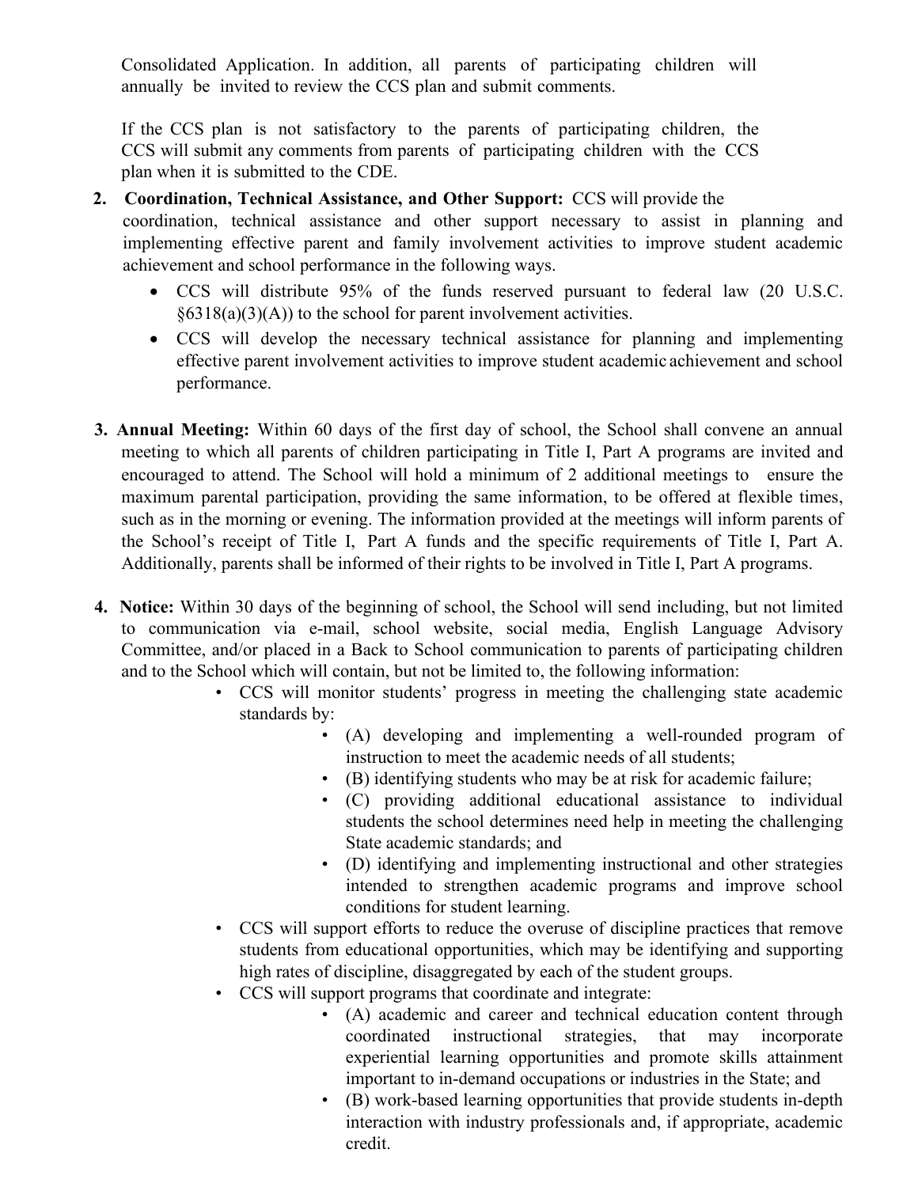Consolidated Application. In addition, all parents of participating children will annually be invited to review the CCS plan and submit comments.

If the CCS plan is not satisfactory to the parents of participating children, the CCS will submit any comments from parents of participating children with the CCS plan when it is submitted to the CDE.

2. **Coordination, Technical Assistance, and Other Support:** CCS will provide the coordination, technical assistance and other support necessary to assist in planning and implementing effective parent and family involvement activities to improve student academic achievement and school performance in the following ways.
   - CCS will distribute 95% of the funds reserved pursuant to federal law (20 U.S.C. §6318(a)(3)(A)) to the school for parent involvement activities.
   - CCS will develop the necessary technical assistance for planning and implementing effective parent involvement activities to improve student academic achievement and school performance.

3. **Annual Meeting:** Within 60 days of the first day of school, the School shall convene an annual meeting to which all parents of children participating in Title I, Part A programs are invited and encouraged to attend. The School will hold a minimum of 2 additional meetings to ensure the maximum parental participation, providing the same information, to be offered at flexible times, such as in the morning or evening. The information provided at the meetings will inform parents of the School's receipt of Title I, Part A funds and the specific requirements of Title I, Part A. Additionally, parents shall be informed of their rights to be involved in Title I, Part A programs.

4. **Notice:** Within 30 days of the beginning of school, the School will send including, but not limited to communication via e-mail, school website, social media, English Language Advisory Committee, and/or placed in a Back to School communication to parents of participating children and to the School which will contain, but not be limited to, the following information:
   - CCS will monitor students' progress in meeting the challenging state academic standards by:
     - (A) developing and implementing a well-rounded program of instruction to meet the academic needs of all students;
     - (B) identifying students who may be at risk for academic failure;
     - (C) providing additional educational assistance to individual students the school determines need help in meeting the challenging State academic standards; and
     - (D) identifying and implementing instructional and other strategies intended to strengthen academic programs and improve school conditions for student learning.
   - CCS will support efforts to reduce the overuse of discipline practices that remove students from educational opportunities, which may be identifying and supporting high rates of discipline, disaggregated by each of the student groups.
   - CCS will support programs that coordinate and integrate:
     - (A) academic and career and technical education content through coordinated instructional strategies, that may incorporate experiential learning opportunities and promote skills attainment important to in-demand occupations or industries in the State; and
     - (B) work-based learning opportunities that provide students in-depth interaction with industry professionals and, if appropriate, academic credit.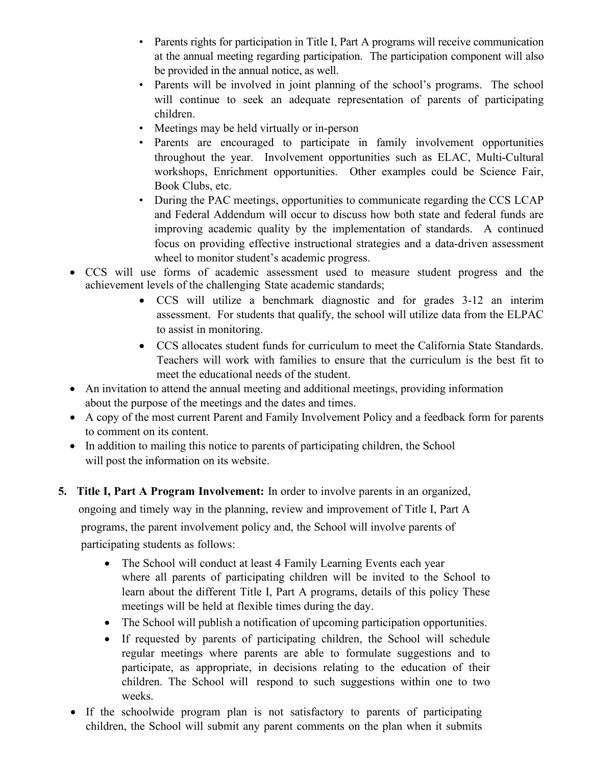- Parents rights for participation in Title I, Part A programs will receive communication at the annual meeting regarding participation. The participation component will also be provided in the annual notice, as well.
- Parents will be involved in joint planning of the school's programs. The school will continue to seek an adequate representation of parents of participating children.
- Meetings may be held virtually or in-person
- Parents are encouraged to participate in family involvement opportunities throughout the year. Involvement opportunities such as ELAC, Multi-Cultural workshops, Enrichment opportunities. Other examples could be Science Fair, Book Clubs, etc.
- During the PAC meetings, opportunities to communicate regarding the CCS LCAP and Federal Addendum will occur to discuss how both state and federal funds are improving academic quality by the implementation of standards. A continued focus on providing effective instructional strategies and a data-driven assessment wheel to monitor student's academic progress.

- CCS will use forms of academic assessment used to measure student progress and the achievement levels of the challenging State academic standards;
  - CCS will utilize a benchmark diagnostic and for grades 3-12 an interim assessment. For students that qualify, the school will utilize data from the ELPAC to assist in monitoring.
  - CCS allocates student funds for curriculum to meet the California State Standards. Teachers will work with families to ensure that the curriculum is the best fit to meet the educational needs of the student.
- An invitation to attend the annual meeting and additional meetings, providing information about the purpose of the meetings and the dates and times.
- A copy of the most current Parent and Family Involvement Policy and a feedback form for parents to comment on its content.
- In addition to mailing this notice to parents of participating children, the School will post the information on its website.

5. **Title I, Part A Program Involvement:** In order to involve parents in an organized, ongoing and timely way in the planning, review and improvement of Title I, Part A programs, the parent involvement policy and, the School will involve parents of participating students as follows:
   - The School will conduct at least 4 Family Learning Events each year where all parents of participating children will be invited to the School to learn about the different Title I, Part A programs, details of this policy These meetings will be held at flexible times during the day.
   - The School will publish a notification of upcoming participation opportunities.
   - If requested by parents of participating children, the School will schedule regular meetings where parents are able to formulate suggestions and to participate, as appropriate, in decisions relating to the education of their children. The School will respond to such suggestions within one to two weeks.

- If the schoolwide program plan is not satisfactory to parents of participating children, the School will submit any parent comments on the plan when it submits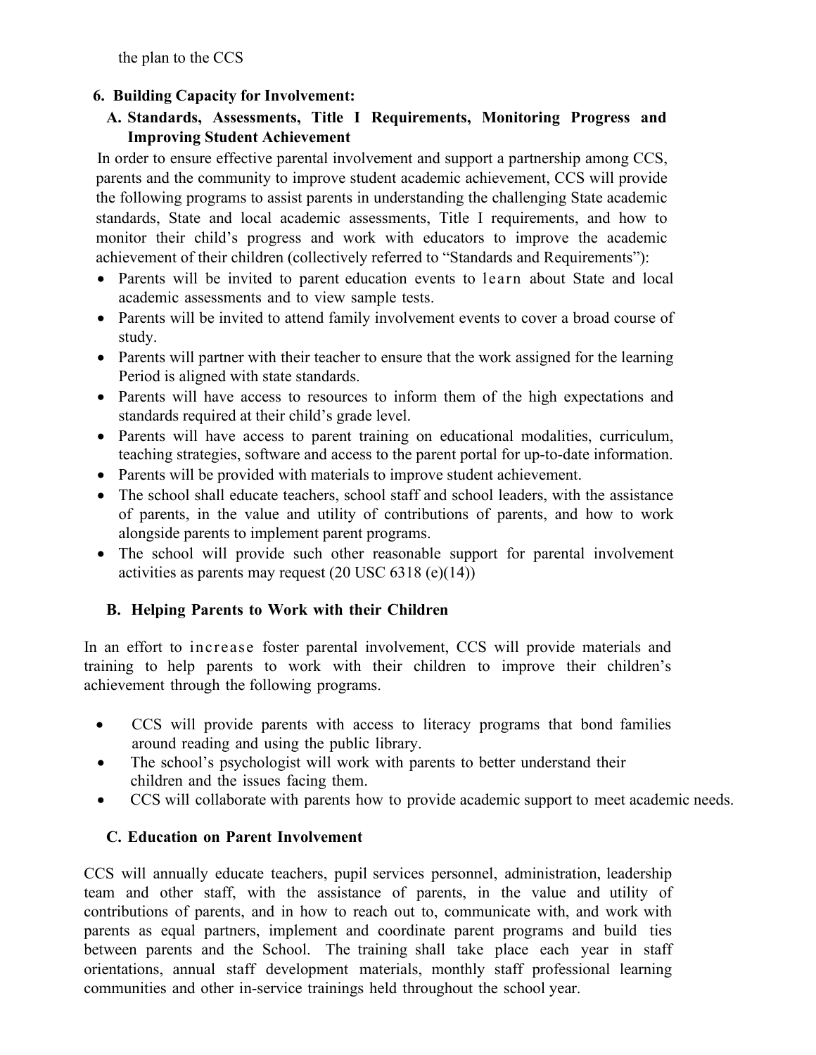the plan to the CCS

## 6. Building Capacity for Involvement:

### A. Standards, Assessments, Title I Requirements, Monitoring Progress and Improving Student Achievement

In order to ensure effective parental involvement and support a partnership among CCS, parents and the community to improve student academic achievement, CCS will provide the following programs to assist parents in understanding the challenging State academic standards, State and local academic assessments, Title I requirements, and how to monitor their child's progress and work with educators to improve the academic achievement of their children (collectively referred to "Standards and Requirements"):

- Parents will be invited to parent education events to learn about State and local academic assessments and to view sample tests.
- Parents will be invited to attend family involvement events to cover a broad course of study.
- Parents will partner with their teacher to ensure that the work assigned for the learning Period is aligned with state standards.
- Parents will have access to resources to inform them of the high expectations and standards required at their child's grade level.
- Parents will have access to parent training on educational modalities, curriculum, teaching strategies, software and access to the parent portal for up-to-date information.
- Parents will be provided with materials to improve student achievement.
- The school shall educate teachers, school staff and school leaders, with the assistance of parents, in the value and utility of contributions of parents, and how to work alongside parents to implement parent programs.
- The school will provide such other reasonable support for parental involvement activities as parents may request (20 USC 6318 (e)(14))

### B. Helping Parents to Work with their Children

In an effort to increase foster parental involvement, CCS will provide materials and training to help parents to work with their children to improve their children's achievement through the following programs.

- CCS will provide parents with access to literacy programs that bond families around reading and using the public library.
- The school's psychologist will work with parents to better understand their children and the issues facing them.
- CCS will collaborate with parents how to provide academic support to meet academic needs.

### C. Education on Parent Involvement

CCS will annually educate teachers, pupil services personnel, administration, leadership team and other staff, with the assistance of parents, in the value and utility of contributions of parents, and in how to reach out to, communicate with, and work with parents as equal partners, implement and coordinate parent programs and build ties between parents and the School. The training shall take place each year in staff orientations, annual staff development materials, monthly staff professional learning communities and other in-service trainings held throughout the school year.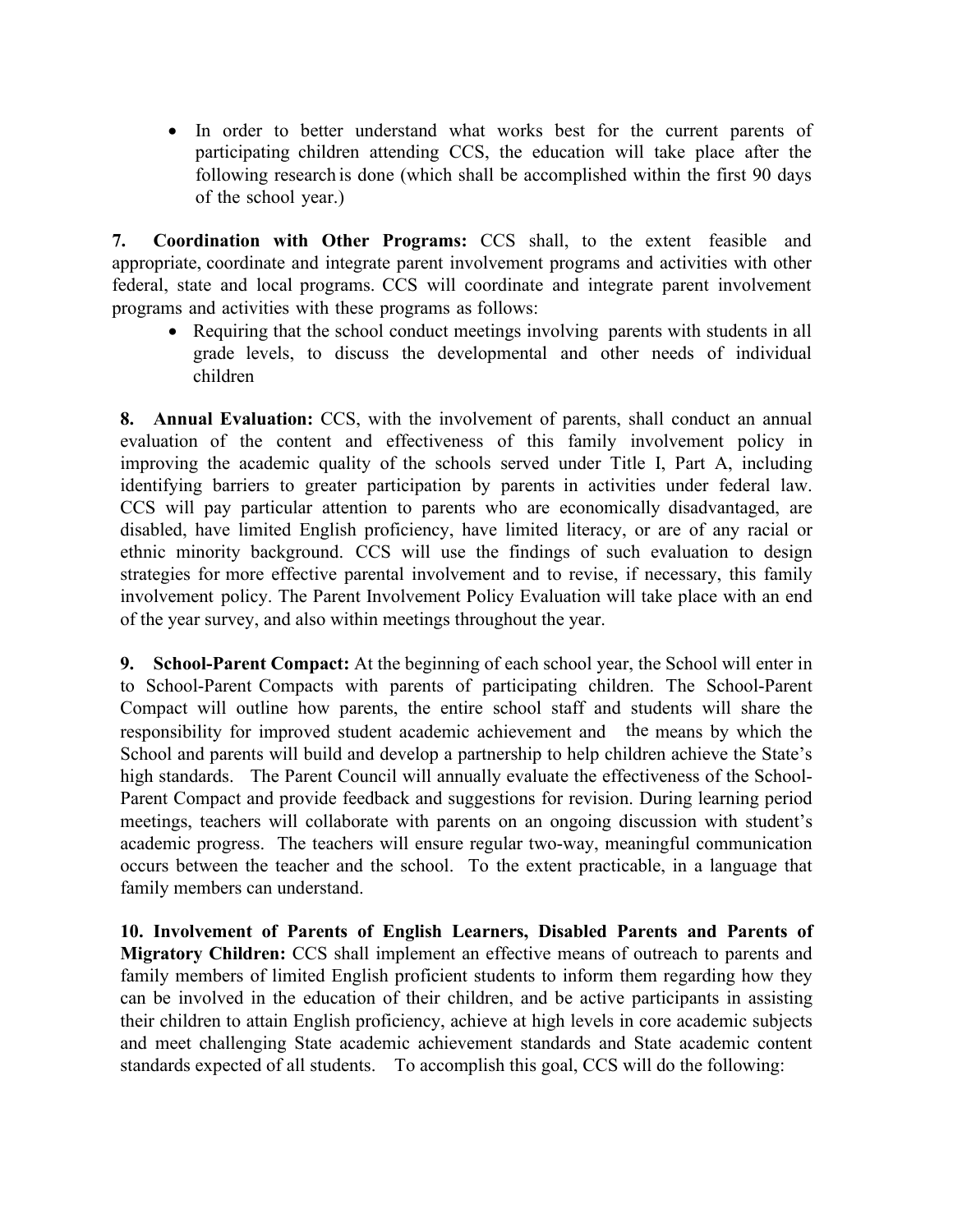- In order to better understand what works best for the current parents of participating children attending CCS, the education will take place after the following research is done (which shall be accomplished within the first 90 days of the school year.)

**7. Coordination with Other Programs:** CCS shall, to the extent feasible and appropriate, coordinate and integrate parent involvement programs and activities with other federal, state and local programs. CCS will coordinate and integrate parent involvement programs and activities with these programs as follows:

- Requiring that the school conduct meetings involving parents with students in all grade levels, to discuss the developmental and other needs of individual children

**8. Annual Evaluation:** CCS, with the involvement of parents, shall conduct an annual evaluation of the content and effectiveness of this family involvement policy in improving the academic quality of the schools served under Title I, Part A, including identifying barriers to greater participation by parents in activities under federal law. CCS will pay particular attention to parents who are economically disadvantaged, are disabled, have limited English proficiency, have limited literacy, or are of any racial or ethnic minority background. CCS will use the findings of such evaluation to design strategies for more effective parental involvement and to revise, if necessary, this family involvement policy. The Parent Involvement Policy Evaluation will take place with an end of the year survey, and also within meetings throughout the year.

**9. School-Parent Compact:** At the beginning of each school year, the School will enter in to School-Parent Compacts with parents of participating children. The School-Parent Compact will outline how parents, the entire school staff and students will share the responsibility for improved student academic achievement and the means by which the School and parents will build and develop a partnership to help children achieve the State's high standards. The Parent Council will annually evaluate the effectiveness of the School-Parent Compact and provide feedback and suggestions for revision. During learning period meetings, teachers will collaborate with parents on an ongoing discussion with student's academic progress. The teachers will ensure regular two-way, meaningful communication occurs between the teacher and the school. To the extent practicable, in a language that family members can understand.

**10. Involvement of Parents of English Learners, Disabled Parents and Parents of Migratory Children:** CCS shall implement an effective means of outreach to parents and family members of limited English proficient students to inform them regarding how they can be involved in the education of their children, and be active participants in assisting their children to attain English proficiency, achieve at high levels in core academic subjects and meet challenging State academic achievement standards and State academic content standards expected of all students. To accomplish this goal, CCS will do the following: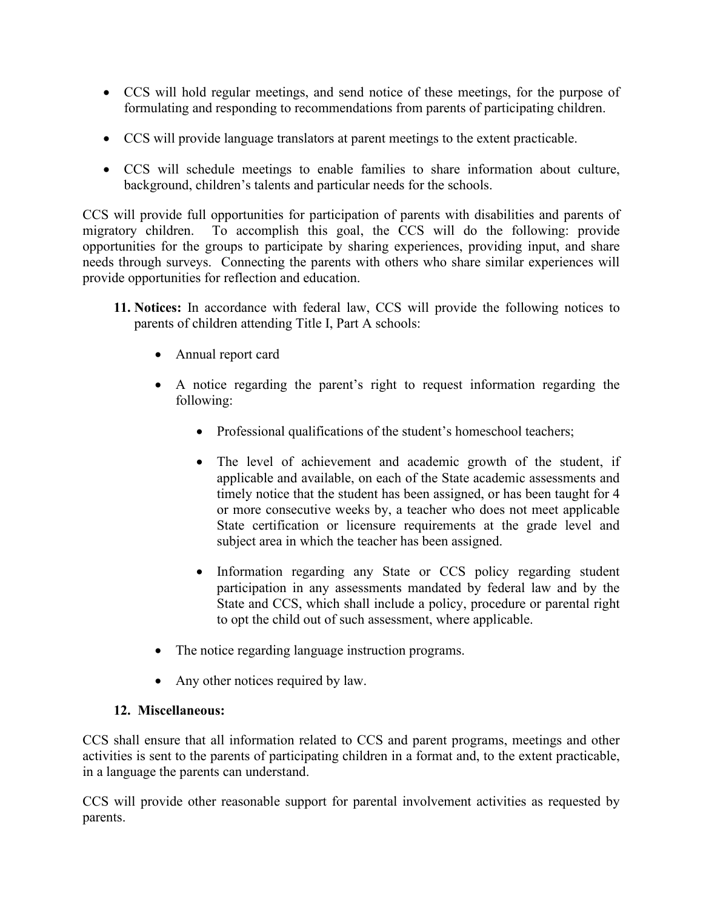- CCS will hold regular meetings, and send notice of these meetings, for the purpose of formulating and responding to recommendations from parents of participating children.

- CCS will provide language translators at parent meetings to the extent practicable.

- CCS will schedule meetings to enable families to share information about culture, background, children's talents and particular needs for the schools.

CCS will provide full opportunities for participation of parents with disabilities and parents of migratory children. To accomplish this goal, the CCS will do the following: provide opportunities for the groups to participate by sharing experiences, providing input, and share needs through surveys. Connecting the parents with others who share similar experiences will provide opportunities for reflection and education.

11. **Notices:** In accordance with federal law, CCS will provide the following notices to parents of children attending Title I, Part A schools:

    - Annual report card

    - A notice regarding the parent's right to request information regarding the following:

        - Professional qualifications of the student's homeschool teachers;

        - The level of achievement and academic growth of the student, if applicable and available, on each of the State academic assessments and timely notice that the student has been assigned, or has been taught for 4 or more consecutive weeks by, a teacher who does not meet applicable State certification or licensure requirements at the grade level and subject area in which the teacher has been assigned.

        - Information regarding any State or CCS policy regarding student participation in any assessments mandated by federal law and by the State and CCS, which shall include a policy, procedure or parental right to opt the child out of such assessment, where applicable.

    - The notice regarding language instruction programs.

    - Any other notices required by law.

12. **Miscellaneous:**

CCS shall ensure that all information related to CCS and parent programs, meetings and other activities is sent to the parents of participating children in a format and, to the extent practicable, in a language the parents can understand.

CCS will provide other reasonable support for parental involvement activities as requested by parents.